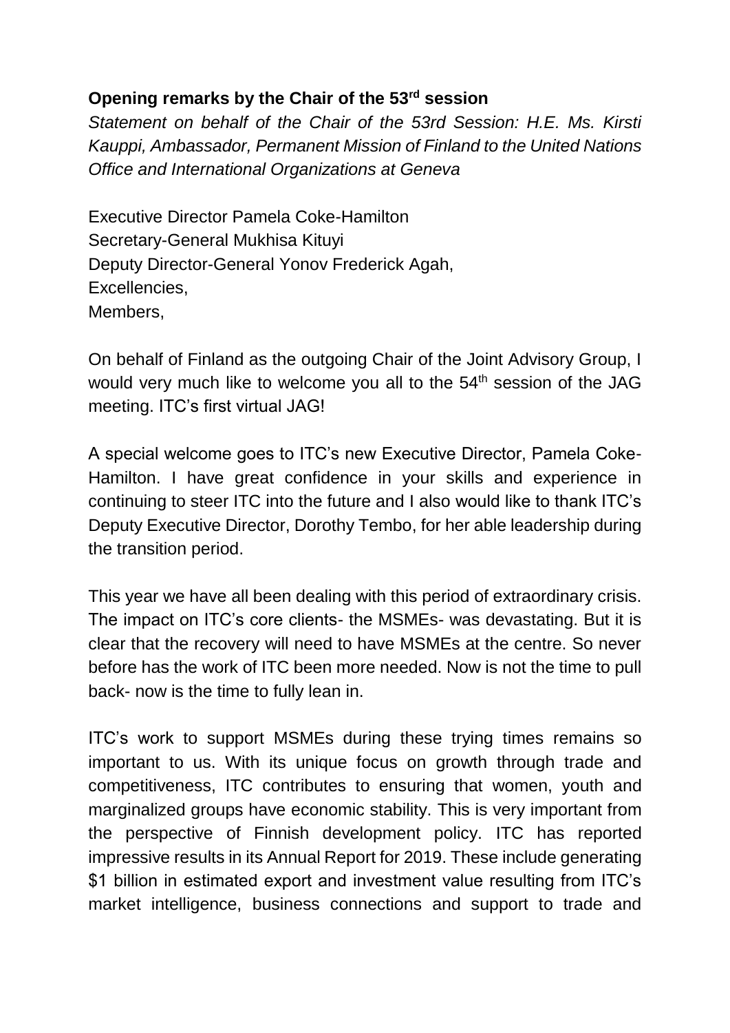**Opening remarks by the Chair of the 53rd session**

*Statement on behalf of the Chair of the 53rd Session: H.E. Ms. Kirsti Kauppi, Ambassador, Permanent Mission of Finland to the United Nations Office and International Organizations at Geneva*

Executive Director Pamela Coke-Hamilton
Secretary-General Mukhisa Kituyi
Deputy Director-General Yonov Frederick Agah,
Excellencies,
Members,

On behalf of Finland as the outgoing Chair of the Joint Advisory Group, I would very much like to welcome you all to the 54th session of the JAG meeting. ITC's first virtual JAG!

A special welcome goes to ITC's new Executive Director, Pamela Coke-Hamilton. I have great confidence in your skills and experience in continuing to steer ITC into the future and I also would like to thank ITC's Deputy Executive Director, Dorothy Tembo, for her able leadership during the transition period.

This year we have all been dealing with this period of extraordinary crisis. The impact on ITC's core clients- the MSMEs- was devastating. But it is clear that the recovery will need to have MSMEs at the centre. So never before has the work of ITC been more needed. Now is not the time to pull back- now is the time to fully lean in.

ITC's work to support MSMEs during these trying times remains so important to us. With its unique focus on growth through trade and competitiveness, ITC contributes to ensuring that women, youth and marginalized groups have economic stability. This is very important from the perspective of Finnish development policy. ITC has reported impressive results in its Annual Report for 2019. These include generating \$1 billion in estimated export and investment value resulting from ITC's market intelligence, business connections and support to trade and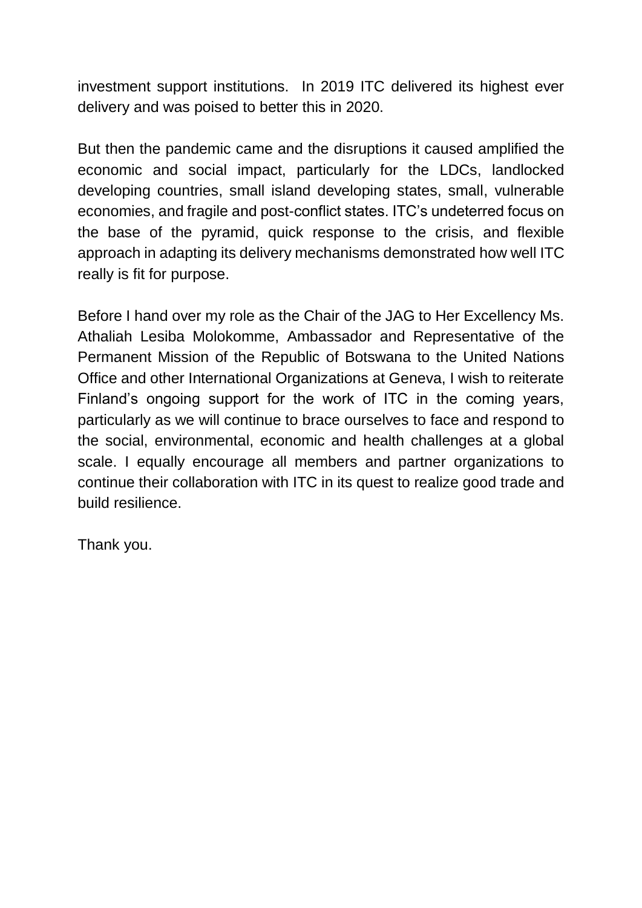investment support institutions.  In 2019 ITC delivered its highest ever delivery and was poised to better this in 2020.

But then the pandemic came and the disruptions it caused amplified the economic and social impact, particularly for the LDCs, landlocked developing countries, small island developing states, small, vulnerable economies, and fragile and post-conflict states. ITC's undeterred focus on the base of the pyramid, quick response to the crisis, and flexible approach in adapting its delivery mechanisms demonstrated how well ITC really is fit for purpose.

Before I hand over my role as the Chair of the JAG to Her Excellency Ms. Athaliah Lesiba Molokomme, Ambassador and Representative of the Permanent Mission of the Republic of Botswana to the United Nations Office and other International Organizations at Geneva, I wish to reiterate Finland's ongoing support for the work of ITC in the coming years, particularly as we will continue to brace ourselves to face and respond to the social, environmental, economic and health challenges at a global scale. I equally encourage all members and partner organizations to continue their collaboration with ITC in its quest to realize good trade and build resilience.

Thank you.